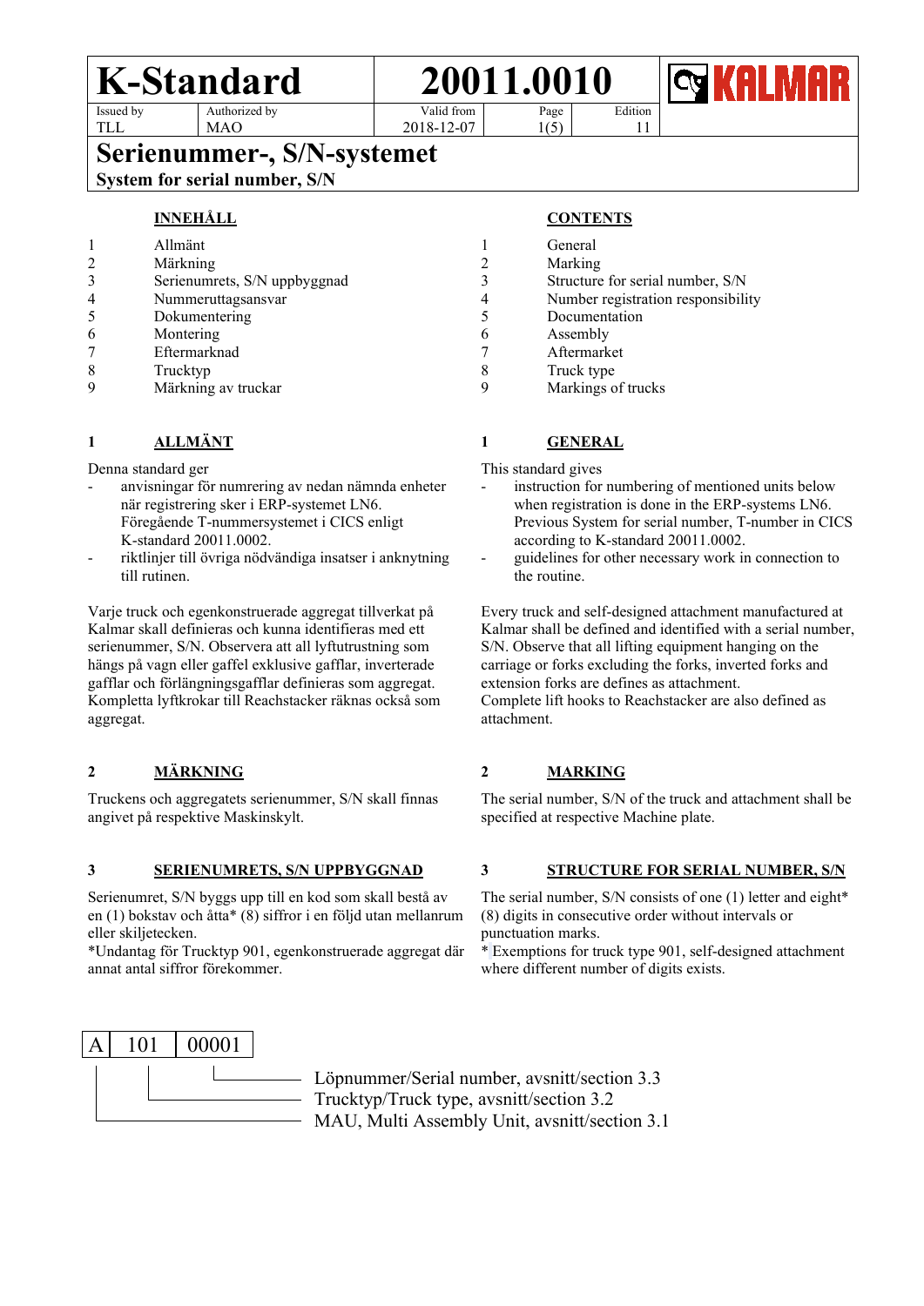# K-Standard 20011.0010

| Issued by | Authorized by | Valid from | Page | Edition |
|---|---|---|---|---|
| TLL | MAO | 2018-12-07 | 1(5) | 11 |

## Serienummer-, S/N-systemet

**System for serial number, S/N**

**INNEHÅLL**

1 Allmänt
2 Märkning
3 Serienumrets, S/N uppbyggnad
4 Nummeruttagsansvar
5 Dokumentering
6 Montering
7 Eftermarknad
8 Trucktyp
9 Märkning av truckar

**CONTENTS**

1 General
2 Marking
3 Structure for serial number, S/N
4 Number registration responsibility
5 Documentation
6 Assembly
7 Aftermarket
8 Truck type
9 Markings of trucks

### 1 ALLMÄNT

Denna standard ger

- anvisningar för numrering av nedan nämnda enheter när registrering sker i ERP-systemet LN6. Föregående T-nummersystemet i CICS enligt K-standard 20011.0002.
- riktlinjer till övriga nödvändiga insatser i anknytning till rutinen.

Varje truck och egenkonstruerade aggregat tillverkat på Kalmar skall definieras och kunna identifieras med ett serienummer, S/N. Observera att all lyftutrustning som hängs på vagn eller gaffel exklusive gafflar, inverterade gafflar och förlängningsgafflar definieras som aggregat. Kompletta lyftkrokar till Reachstacker räknas också som aggregat.

### 1 GENERAL

This standard gives

- instruction for numbering of mentioned units below when registration is done in the ERP-systems LN6. Previous System for serial number, T-number in CICS according to K-standard 20011.0002.
- guidelines for other necessary work in connection to the routine.

Every truck and self-designed attachment manufactured at Kalmar shall be defined and identified with a serial number, S/N. Observe that all lifting equipment hanging on the carriage or forks excluding the forks, inverted forks and extension forks are defines as attachment.
Complete lift hooks to Reachstacker are also defined as attachment.

### 2 MÄRKNING

Truckens och aggregatets serienummer, S/N skall finnas angivet på respektive Maskinskylt.

### 2 MARKING

The serial number, S/N of the truck and attachment shall be specified at respective Machine plate.

### 3 SERIENUMRETS, S/N UPPBYGGNAD

Serienumret, S/N byggs upp till en kod som skall bestå av en (1) bokstav och åtta* (8) siffror i en följd utan mellanrum eller skiljetecken.
*Undantag för Trucktyp 901, egenkonstruerade aggregat där annat antal siffror förekommer.

### 3 STRUCTURE FOR SERIAL NUMBER, S/N

The serial number, S/N consists of one (1) letter and eight* (8) digits in consecutive order without intervals or punctuation marks.
* Exemptions for truck type 901, self-designed attachment where different number of digits exists.

| A | 101 | 00001 |
|---|---|---|

- 00001 — Löpnummer/Serial number, avsnitt/section 3.3
- 101 — Trucktyp/Truck type, avsnitt/section 3.2
- A — MAU, Multi Assembly Unit, avsnitt/section 3.1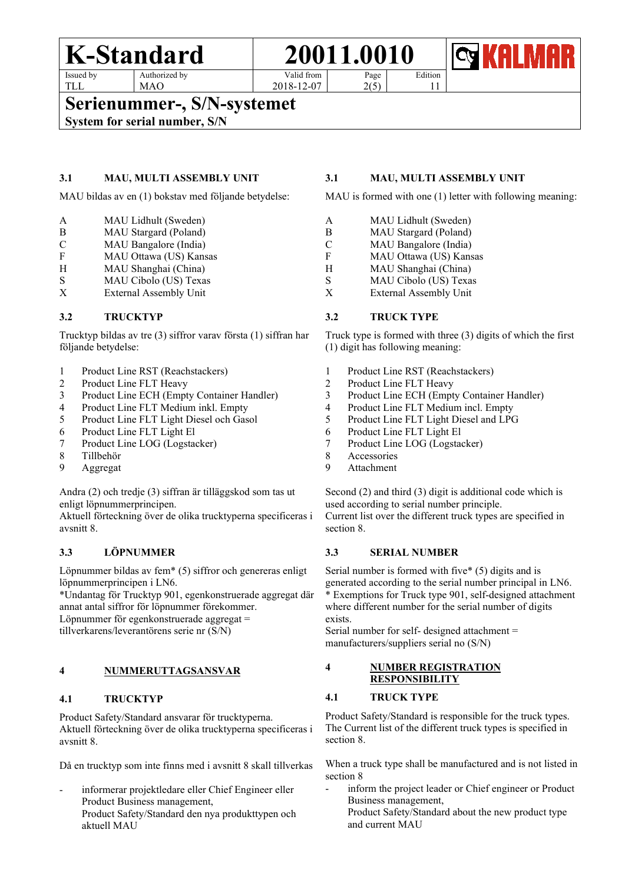### 3.1 MAU, MULTI ASSEMBLY UNIT

MAU bildas av en (1) bokstav med följande betydelse:

| | |
|---|---|
| A | MAU Lidhult (Sweden) |
| B | MAU Stargard (Poland) |
| C | MAU Bangalore (India) |
| F | MAU Ottawa (US) Kansas |
| H | MAU Shanghai (China) |
| S | MAU Cibolo (US) Texas |
| X | External Assembly Unit |

### 3.2 TRUCKTYP

Trucktyp bildas av tre (3) siffror varav första (1) siffran har följande betydelse:

| | |
|---|---|
| 1 | Product Line RST (Reachstackers) |
| 2 | Product Line FLT Heavy |
| 3 | Product Line ECH (Empty Container Handler) |
| 4 | Product Line FLT Medium inkl. Empty |
| 5 | Product Line FLT Light Diesel och Gasol |
| 6 | Product Line FLT Light El |
| 7 | Product Line LOG (Logstacker) |
| 8 | Tillbehör |
| 9 | Aggregat |

Andra (2) och tredje (3) siffran är tilläggskod som tas ut enligt löpnummerprincipen.
Aktuell förteckning över de olika trucktyperna specificeras i avsnitt 8.

### 3.3 LÖPNUMMER

Löpnummer bildas av fem* (5) siffror och genereras enligt löpnummerprincipen i LN6.
*Undantag för Trucktyp 901, egenkonstruerade aggregat där annat antal siffror för löpnummer förekommer.
Löpnummer för egenkonstruerade aggregat = tillverkarens/leverantörens serie nr (S/N)

## 4 NUMMERUTTAGSANSVAR

### 4.1 TRUCKTYP

Product Safety/Standard ansvarar för trucktyperna.
Aktuell förteckning över de olika trucktyperna specificeras i avsnitt 8.

Då en trucktyp som inte finns med i avsnitt 8 skall tillverkas

- informerar projektledare eller Chief Engineer eller Product Business management,
  Product Safety/Standard den nya produkttypen och aktuell MAU

### 3.1 MAU, MULTI ASSEMBLY UNIT

MAU is formed with one (1) letter with following meaning:

| | |
|---|---|
| A | MAU Lidhult (Sweden) |
| B | MAU Stargard (Poland) |
| C | MAU Bangalore (India) |
| F | MAU Ottawa (US) Kansas |
| H | MAU Shanghai (China) |
| S | MAU Cibolo (US) Texas |
| X | External Assembly Unit |

### 3.2 TRUCK TYPE

Truck type is formed with three (3) digits of which the first (1) digit has following meaning:

| | |
|---|---|
| 1 | Product Line RST (Reachstackers) |
| 2 | Product Line FLT Heavy |
| 3 | Product Line ECH (Empty Container Handler) |
| 4 | Product Line FLT Medium incl. Empty |
| 5 | Product Line FLT Light Diesel and LPG |
| 6 | Product Line FLT Light El |
| 7 | Product Line LOG (Logstacker) |
| 8 | Accessories |
| 9 | Attachment |

Second (2) and third (3) digit is additional code which is used according to serial number principle.
Current list over the different truck types are specified in section 8.

### 3.3 SERIAL NUMBER

Serial number is formed with five* (5) digits and is generated according to the serial number principal in LN6.
* Exemptions for Truck type 901, self-designed attachment where different number for the serial number of digits exists.
Serial number for self- designed attachment = manufacturers/suppliers serial no (S/N)

## 4 NUMBER REGISTRATION RESPONSIBILITY

### 4.1 TRUCK TYPE

Product Safety/Standard is responsible for the truck types.
The Current list of the different truck types is specified in section 8.

When a truck type shall be manufactured and is not listed in section 8

- inform the project leader or Chief engineer or Product Business management,
  Product Safety/Standard about the new product type and current MAU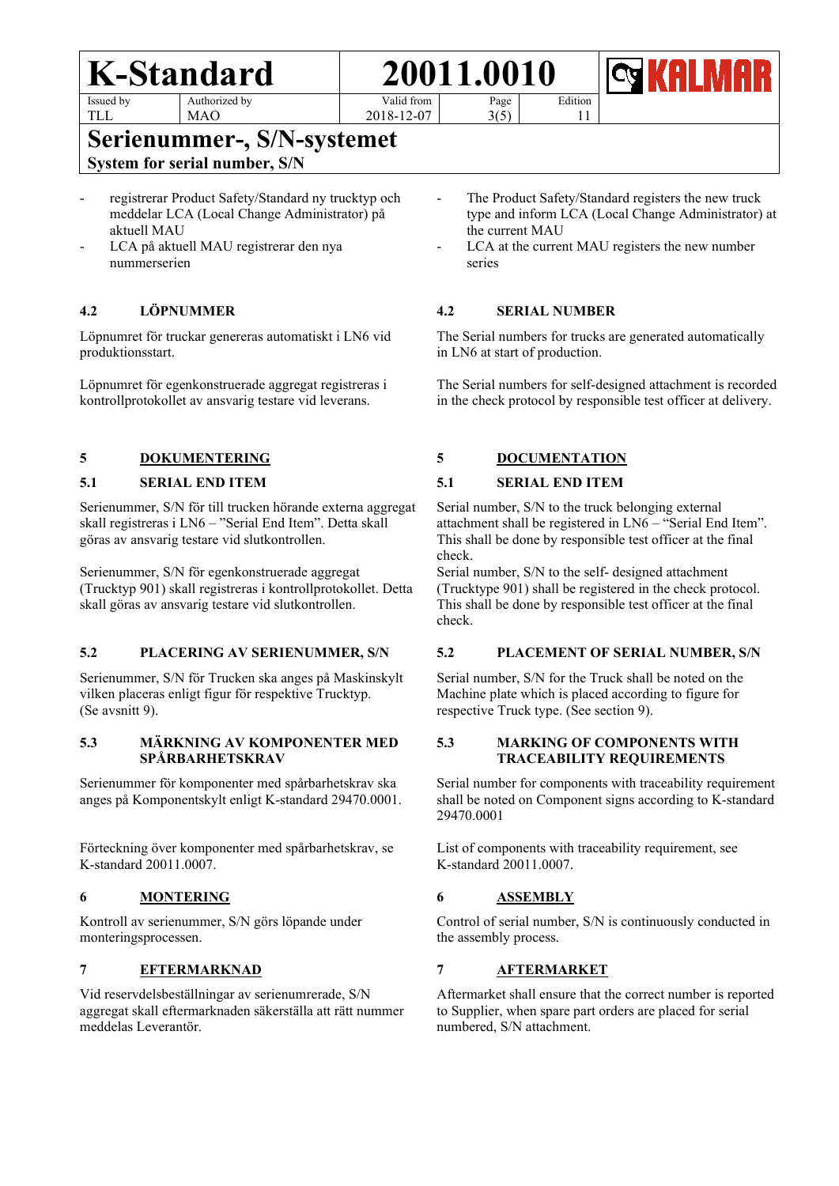- registrerar Product Safety/Standard ny trucktyp och meddelar LCA (Local Change Administrator) på aktuell MAU
- LCA på aktuell MAU registrerar den nya nummerserien

- The Product Safety/Standard registers the new truck type and inform LCA (Local Change Administrator) at the current MAU
- LCA at the current MAU registers the new number series

### 4.2 LÖPNUMMER

Löpnumret för truckar genereras automatiskt i LN6 vid produktionsstart.

Löpnumret för egenkonstruerade aggregat registreras i kontrollprotokollet av ansvarig testare vid leverans.

### 4.2 SERIAL NUMBER

The Serial numbers for trucks are generated automatically in LN6 at start of production.

The Serial numbers for self-designed attachment is recorded in the check protocol by responsible test officer at delivery.

## 5 DOKUMENTERING

### 5.1 SERIAL END ITEM

Serienummer, S/N för till trucken hörande externa aggregat skall registreras i LN6 – "Serial End Item". Detta skall göras av ansvarig testare vid slutkontrollen.

Serienummer, S/N för egenkonstruerade aggregat (Trucktyp 901) skall registreras i kontrollprotokollet. Detta skall göras av ansvarig testare vid slutkontrollen.

## 5 DOCUMENTATION

### 5.1 SERIAL END ITEM

Serial number, S/N to the truck belonging external attachment shall be registered in LN6 – "Serial End Item". This shall be done by responsible test officer at the final check.
Serial number, S/N to the self- designed attachment (Trucktype 901) shall be registered in the check protocol. This shall be done by responsible test officer at the final check.

### 5.2 PLACERING AV SERIENUMMER, S/N

Serienummer, S/N för Trucken ska anges på Maskinskylt vilken placeras enligt figur för respektive Trucktyp. (Se avsnitt 9).

### 5.2 PLACEMENT OF SERIAL NUMBER, S/N

Serial number, S/N for the Truck shall be noted on the Machine plate which is placed according to figure for respective Truck type. (See section 9).

### 5.3 MÄRKNING AV KOMPONENTER MED SPÅRBARHETSKRAV

Serienummer för komponenter med spårbarhetskrav ska anges på Komponentskylt enligt K-standard 29470.0001.

Förteckning över komponenter med spårbarhetskrav, se K-standard 20011.0007.

### 5.3 MARKING OF COMPONENTS WITH TRACEABILITY REQUIREMENTS

Serial number for components with traceability requirement shall be noted on Component signs according to K-standard 29470.0001

List of components with traceability requirement, see K-standard 20011.0007.

## 6 MONTERING

Kontroll av serienummer, S/N görs löpande under monteringsprocessen.

## 6 ASSEMBLY

Control of serial number, S/N is continuously conducted in the assembly process.

## 7 EFTERMARKNAD

Vid reservdelsbeställningar av serienumrerade, S/N aggregat skall eftermarknaden säkerställa att rätt nummer meddelas Leverantör.

## 7 AFTERMARKET

Aftermarket shall ensure that the correct number is reported to Supplier, when spare part orders are placed for serial numbered, S/N attachment.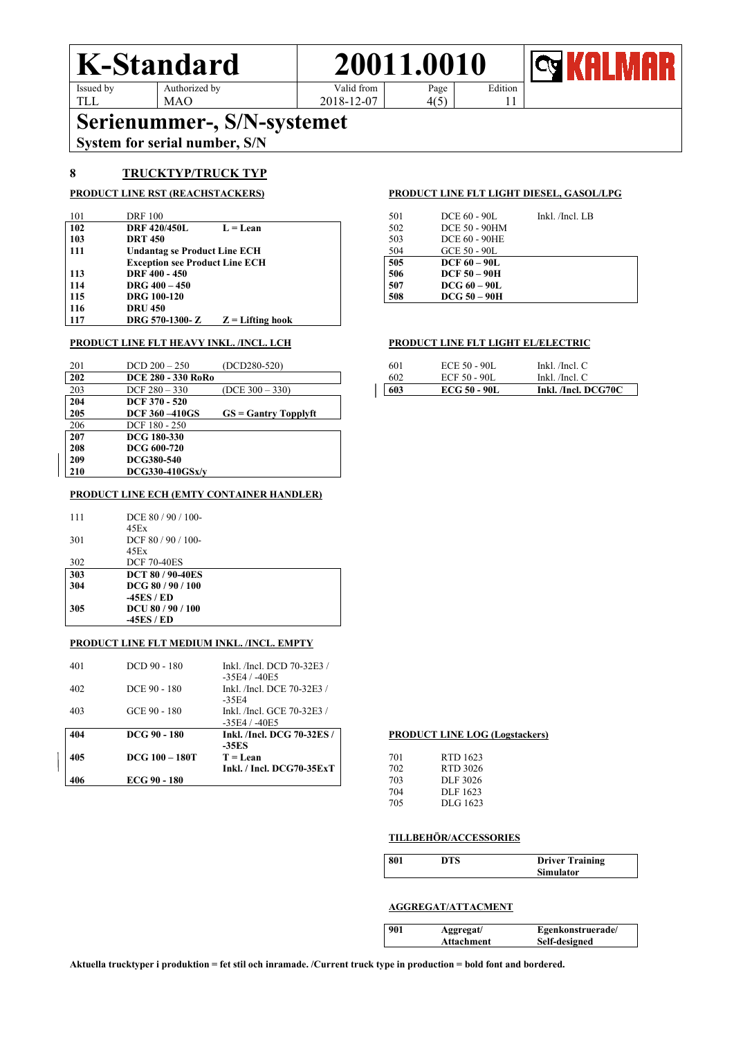# K-Standard

# 20011.0010

| Issued by | Authorized by | Valid from | Page | Edition |
|---|---|---|---|---|
| TLL | MAO | 2018-12-07 | 4(5) | 11 |

## Serienummer-, S/N-systemet

**System for serial number, S/N**

## 8 TRUCKTYP/TRUCK TYP

### PRODUCT LINE RST (REACHSTACKERS)

| | | |
|---|---|---|
| 101 | DRF 100 | |
| **102** | **DRF 420/450L** | **L = Lean** |
| **103** | **DRT 450** | |
| **111** | **Undantag se Product Line ECH** <br> **Exception see Product Line ECH** | |
| **113** | **DRF 400 - 450** | |
| **114** | **DRG 400 – 450** | |
| **115** | **DRG 100-120** | |
| **116** | **DRU 450** | |
| **117** | **DRG 570-1300- Z** | **Z = Lifting hook** |

### PRODUCT LINE FLT HEAVY INKL. /INCL. LCH

| | | |
|---|---|---|
| 201 | DCD 200 – 250 | (DCD280-520) |
| **202** | **DCE 280 - 330 RoRo** | |
| 203 | DCF 280 – 330 | (DCE 300 – 330) |
| **204** | **DCF 370 - 520** | |
| **205** | **DCF 360 –410GS** | **GS = Gantry Topplyft** |
| 206 | DCF 180 - 250 | |
| **207** | **DCG 180-330** | |
| **208** | **DCG 600-720** | |
| **209** | **DCG380-540** | |
| **210** | **DCG330-410GSx/y** | |

### PRODUCT LINE ECH (EMTY CONTAINER HANDLER)

| | |
|---|---|
| 111 | DCE 80 / 90 / 100-45Ex |
| 301 | DCF 80 / 90 / 100-45Ex |
| 302 | DCF 70-40ES |
| **303** | **DCT 80 / 90-40ES** |
| **304** | **DCG 80 / 90 / 100 -45ES / ED** |
| **305** | **DCU 80 / 90 / 100 -45ES / ED** |

### PRODUCT LINE FLT MEDIUM INKL. /INCL. EMPTY

| | | |
|---|---|---|
| 401 | DCD 90 - 180 | Inkl. /Incl. DCD 70-32E3 / -35E4 / -40E5 |
| 402 | DCE 90 - 180 | Inkl. /Incl. DCE 70-32E3 / -35E4 |
| 403 | GCE 90 - 180 | Inkl. /Incl. GCE 70-32E3 / -35E4 / -40E5 |
| **404** | **DCG 90 - 180** | **Inkl. /Incl. DCG 70-32ES / -35ES** |
| **405** | **DCG 100 – 180T** | **T = Lean** <br> **Inkl. / Incl. DCG70-35ExT** |
| **406** | **ECG 90 - 180** | |

### PRODUCT LINE FLT LIGHT DIESEL, GASOL/LPG

| | | |
|---|---|---|
| 501 | DCE 60 - 90L | Inkl. /Incl. LB |
| 502 | DCE 50 - 90HM | |
| 503 | DCE 60 - 90HE | |
| 504 | GCE 50 - 90L | |
| **505** | **DCF 60 – 90L** | |
| **506** | **DCF 50 – 90H** | |
| **507** | **DCG 60 – 90L** | |
| **508** | **DCG 50 – 90H** | |

### PRODUCT LINE FLT LIGHT EL/ELECTRIC

| | | |
|---|---|---|
| 601 | ECE 50 - 90L | Inkl. /Incl. C |
| 602 | ECF 50 - 90L | Inkl. /Incl. C |
| **603** | **ECG 50 - 90L** | **Inkl. /Incl. DCG70C** |

### PRODUCT LINE LOG (Logstackers)

| | |
|---|---|
| 701 | RTD 1623 |
| 702 | RTD 3026 |
| 703 | DLF 3026 |
| 704 | DLF 1623 |
| 705 | DLG 1623 |

### TILLBEHÖR/ACCESSORIES

| | | |
|---|---|---|
| **801** | **DTS** | **Driver Training Simulator** |

### AGGREGAT/ATTACMENT

| | | |
|---|---|---|
| **901** | **Aggregat/ Attachment** | **Egenkonstruerade/ Self-designed** |

**Aktuella trucktyper i produktion = fet stil och inramade. /Current truck type in production = bold font and bordered.**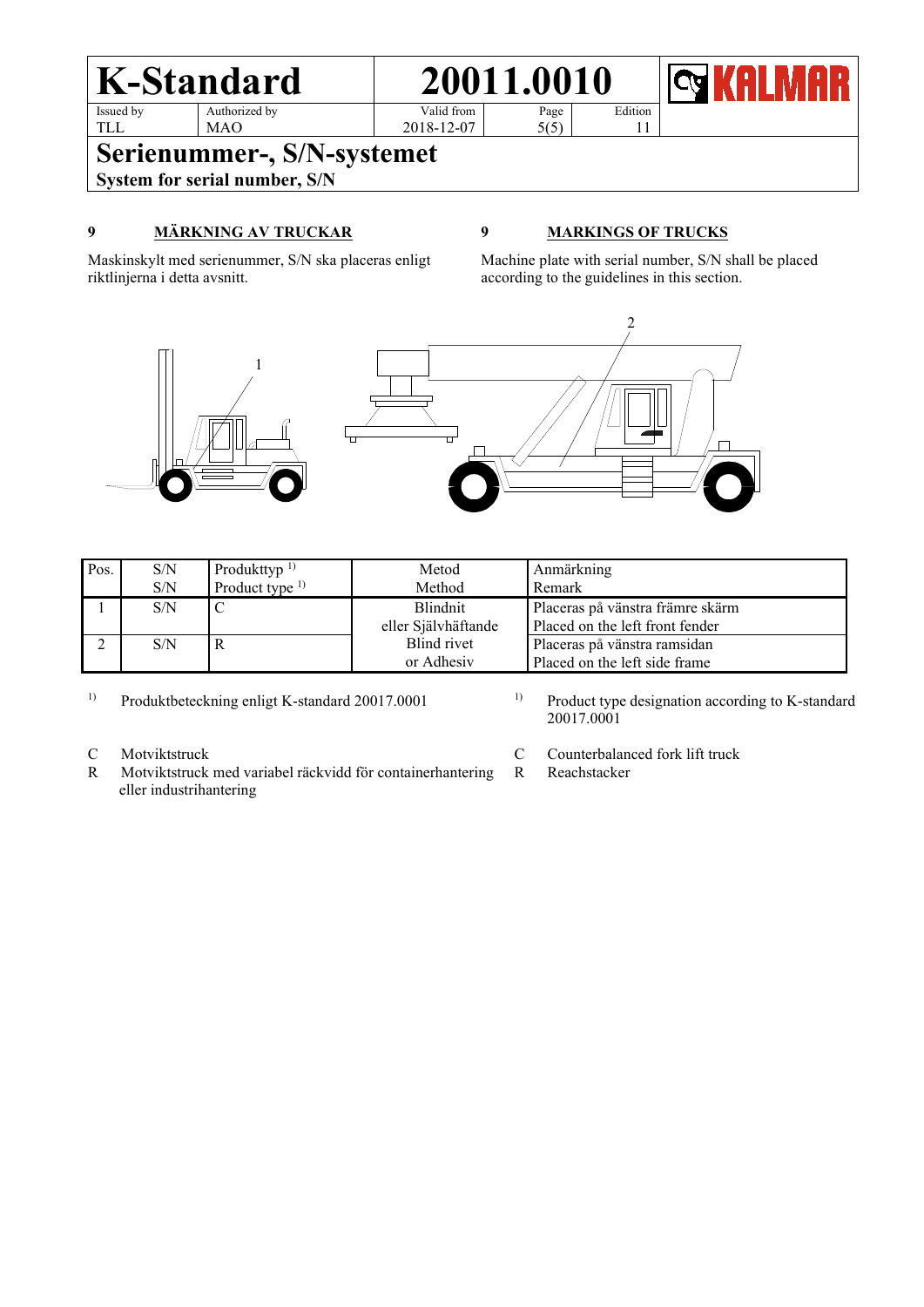# K-Standard 20011.0010

| Issued by | Authorized by | Valid from | Page | Edition |
|---|---|---|---|---|
| TLL | MAO | 2018-12-07 | 5(5) | 11 |

## Serienummer-, S/N-systemet

**System for serial number, S/N**

### 9 MÄRKNING AV TRUCKAR

Maskinskylt med serienummer, S/N ska placeras enligt riktlinjerna i detta avsnitt.

### 9 MARKINGS OF TRUCKS

Machine plate with serial number, S/N shall be placed according to the guidelines in this section.

1

2

| Pos. | S/N<br>S/N | Produkttyp [1)]<br>Product type [1)] | Metod<br>Method | Anmärkning<br>Remark |
|---|---|---|---|---|
| 1 | S/N | C | Blindnit<br>eller Självhäftande | Placeras på vänstra främre skärm<br>Placed on the left front fender |
| 2 | S/N | R | Blind rivet<br>or Adhesiv | Placeras på vänstra ramsidan<br>Placed on the left side frame |

[1)] Produktbeteckning enligt K-standard 20017.0001

[1)] Product type designation according to K-standard 20017.0001

C Motviktstruck
R Motviktstruck med variabel räckvidd för containerhantering eller industrihantering

C Counterbalanced fork lift truck
R Reachstacker